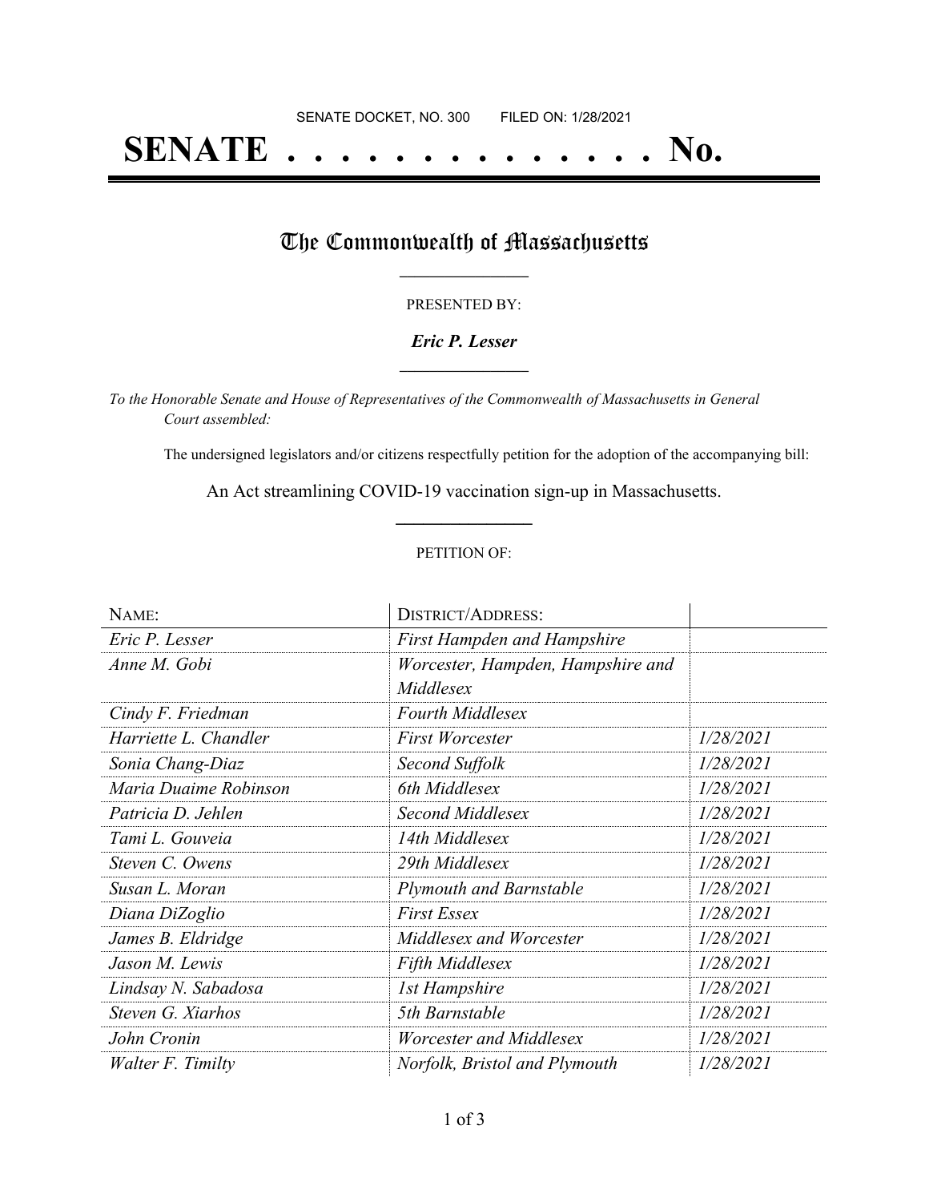SENATE DOCKET, NO. 300 FILED ON: 1/28/2021

# SENATE . . . . . . . . . . . . . . No.

## The Commonwealth of Massachusetts

PRESENTED BY:

***Eric P. Lesser***

*To the Honorable Senate and House of Representatives of the Commonwealth of Massachusetts in General Court assembled:*

The undersigned legislators and/or citizens respectfully petition for the adoption of the accompanying bill:

An Act streamlining COVID-19 vaccination sign-up in Massachusetts.

PETITION OF:

| NAME: | DISTRICT/ADDRESS: | |
|---|---|---|
| *Eric P. Lesser* | *First Hampden and Hampshire* | |
| *Anne M. Gobi* | *Worcester, Hampden, Hampshire and Middlesex* | |
| *Cindy F. Friedman* | *Fourth Middlesex* | |
| *Harriette L. Chandler* | *First Worcester* | *1/28/2021* |
| *Sonia Chang-Diaz* | *Second Suffolk* | *1/28/2021* |
| *Maria Duaime Robinson* | *6th Middlesex* | *1/28/2021* |
| *Patricia D. Jehlen* | *Second Middlesex* | *1/28/2021* |
| *Tami L. Gouveia* | *14th Middlesex* | *1/28/2021* |
| *Steven C. Owens* | *29th Middlesex* | *1/28/2021* |
| *Susan L. Moran* | *Plymouth and Barnstable* | *1/28/2021* |
| *Diana DiZoglio* | *First Essex* | *1/28/2021* |
| *James B. Eldridge* | *Middlesex and Worcester* | *1/28/2021* |
| *Jason M. Lewis* | *Fifth Middlesex* | *1/28/2021* |
| *Lindsay N. Sabadosa* | *1st Hampshire* | *1/28/2021* |
| *Steven G. Xiarhos* | *5th Barnstable* | *1/28/2021* |
| *John Cronin* | *Worcester and Middlesex* | *1/28/2021* |
| *Walter F. Timilty* | *Norfolk, Bristol and Plymouth* | *1/28/2021* |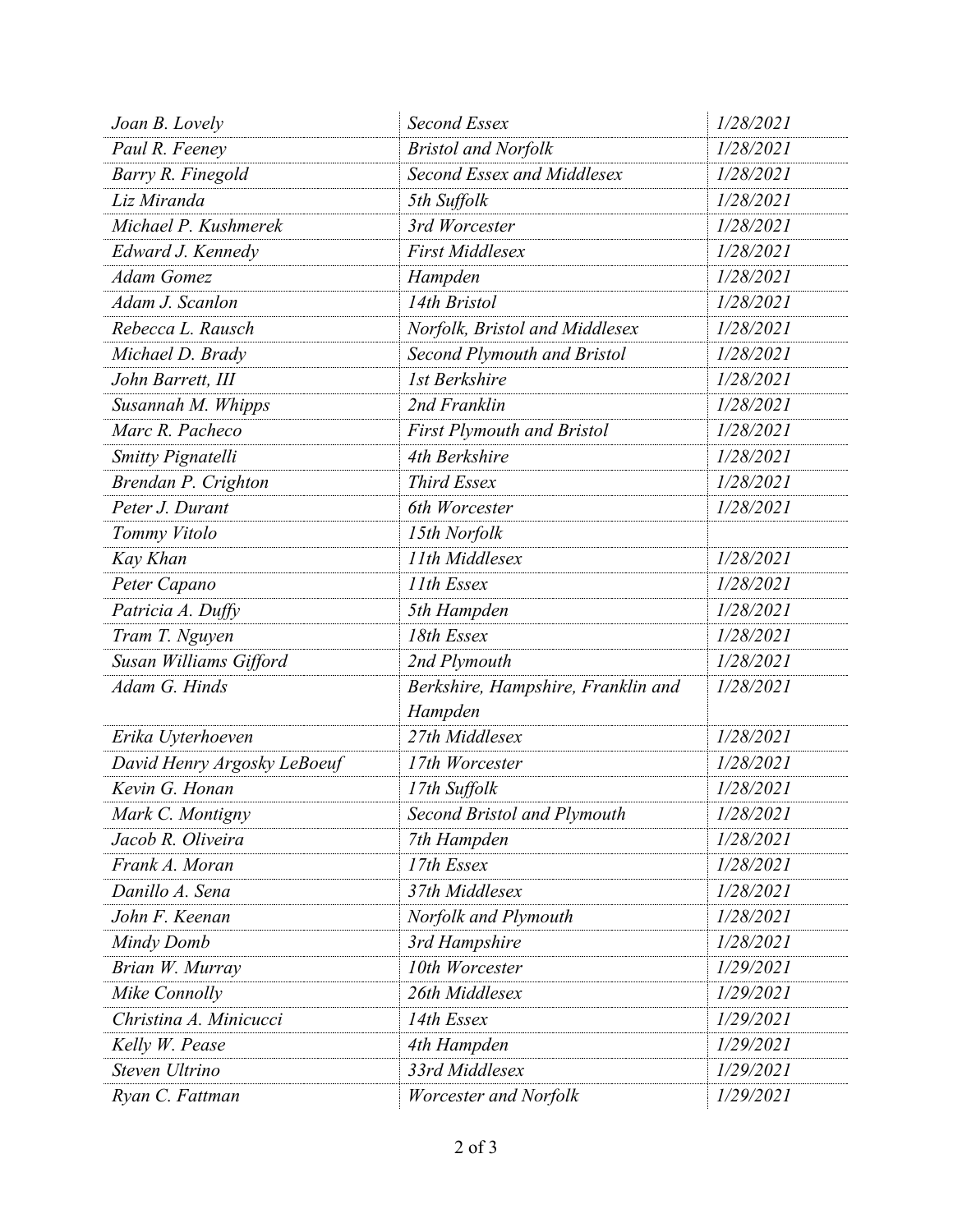| *Joan B. Lovely* | *Second Essex* | *1/28/2021* |
|---|---|---|
| *Paul R. Feeney* | *Bristol and Norfolk* | *1/28/2021* |
| *Barry R. Finegold* | *Second Essex and Middlesex* | *1/28/2021* |
| *Liz Miranda* | *5th Suffolk* | *1/28/2021* |
| *Michael P. Kushmerek* | *3rd Worcester* | *1/28/2021* |
| *Edward J. Kennedy* | *First Middlesex* | *1/28/2021* |
| *Adam Gomez* | *Hampden* | *1/28/2021* |
| *Adam J. Scanlon* | *14th Bristol* | *1/28/2021* |
| *Rebecca L. Rausch* | *Norfolk, Bristol and Middlesex* | *1/28/2021* |
| *Michael D. Brady* | *Second Plymouth and Bristol* | *1/28/2021* |
| *John Barrett, III* | *1st Berkshire* | *1/28/2021* |
| *Susannah M. Whipps* | *2nd Franklin* | *1/28/2021* |
| *Marc R. Pacheco* | *First Plymouth and Bristol* | *1/28/2021* |
| *Smitty Pignatelli* | *4th Berkshire* | *1/28/2021* |
| *Brendan P. Crighton* | *Third Essex* | *1/28/2021* |
| *Peter J. Durant* | *6th Worcester* | *1/28/2021* |
| *Tommy Vitolo* | *15th Norfolk* | |
| *Kay Khan* | *11th Middlesex* | *1/28/2021* |
| *Peter Capano* | *11th Essex* | *1/28/2021* |
| *Patricia A. Duffy* | *5th Hampden* | *1/28/2021* |
| *Tram T. Nguyen* | *18th Essex* | *1/28/2021* |
| *Susan Williams Gifford* | *2nd Plymouth* | *1/28/2021* |
| *Adam G. Hinds* | *Berkshire, Hampshire, Franklin and Hampden* | *1/28/2021* |
| *Erika Uyterhoeven* | *27th Middlesex* | *1/28/2021* |
| *David Henry Argosky LeBoeuf* | *17th Worcester* | *1/28/2021* |
| *Kevin G. Honan* | *17th Suffolk* | *1/28/2021* |
| *Mark C. Montigny* | *Second Bristol and Plymouth* | *1/28/2021* |
| *Jacob R. Oliveira* | *7th Hampden* | *1/28/2021* |
| *Frank A. Moran* | *17th Essex* | *1/28/2021* |
| *Danillo A. Sena* | *37th Middlesex* | *1/28/2021* |
| *John F. Keenan* | *Norfolk and Plymouth* | *1/28/2021* |
| *Mindy Domb* | *3rd Hampshire* | *1/28/2021* |
| *Brian W. Murray* | *10th Worcester* | *1/29/2021* |
| *Mike Connolly* | *26th Middlesex* | *1/29/2021* |
| *Christina A. Minicucci* | *14th Essex* | *1/29/2021* |
| *Kelly W. Pease* | *4th Hampden* | *1/29/2021* |
| *Steven Ultrino* | *33rd Middlesex* | *1/29/2021* |
| *Ryan C. Fattman* | *Worcester and Norfolk* | *1/29/2021* |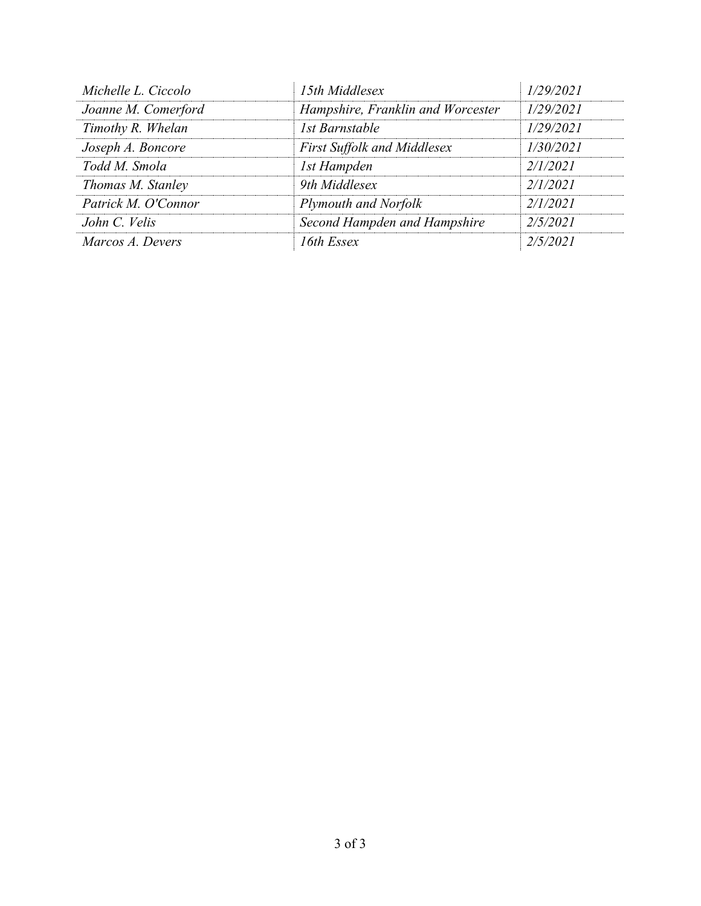| | | |
|---|---|---|
| *Michelle L. Ciccolo* | *15th Middlesex* | *1/29/2021* |
| *Joanne M. Comerford* | *Hampshire, Franklin and Worcester* | *1/29/2021* |
| *Timothy R. Whelan* | *1st Barnstable* | *1/29/2021* |
| *Joseph A. Boncore* | *First Suffolk and Middlesex* | *1/30/2021* |
| *Todd M. Smola* | *1st Hampden* | *2/1/2021* |
| *Thomas M. Stanley* | *9th Middlesex* | *2/1/2021* |
| *Patrick M. O'Connor* | *Plymouth and Norfolk* | *2/1/2021* |
| *John C. Velis* | *Second Hampden and Hampshire* | *2/5/2021* |
| *Marcos A. Devers* | *16th Essex* | *2/5/2021* |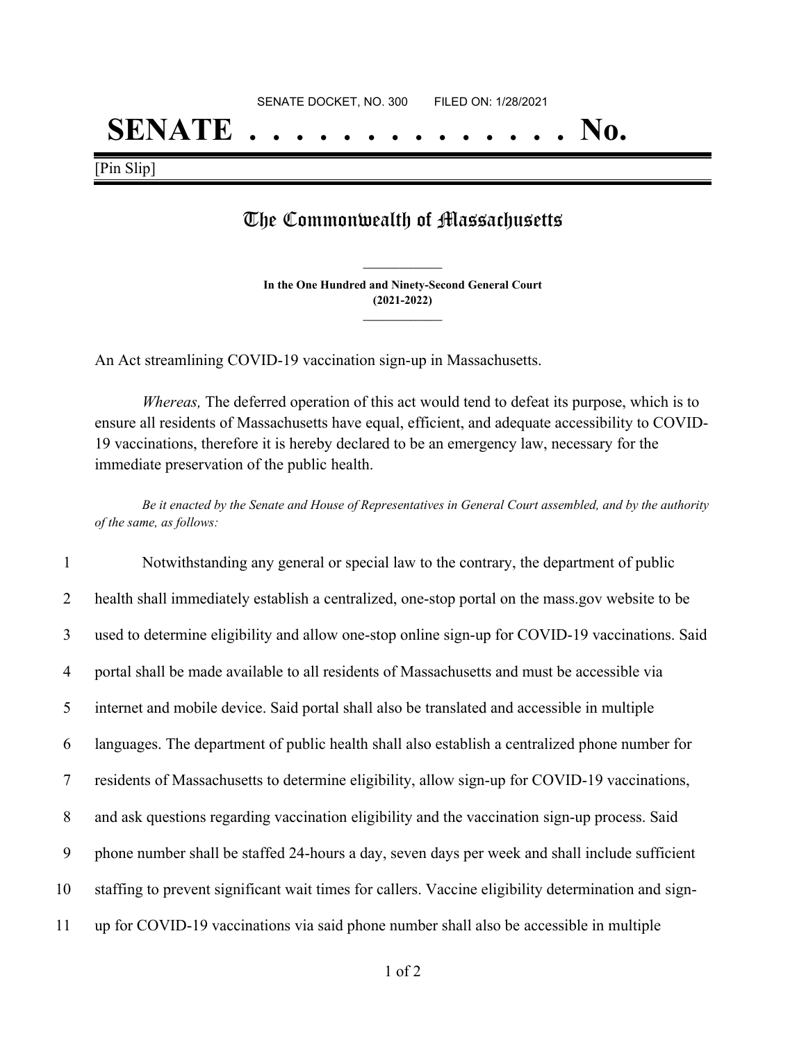SENATE DOCKET, NO. 300        FILED ON: 1/28/2021

# SENATE . . . . . . . . . . . . . . No.

[Pin Slip]

## The Commonwealth of Massachusetts

**In the One Hundred and Ninety-Second General Court**
**(2021-2022)**

An Act streamlining COVID-19 vaccination sign-up in Massachusetts.

*Whereas,* The deferred operation of this act would tend to defeat its purpose, which is to ensure all residents of Massachusetts have equal, efficient, and adequate accessibility to COVID-19 vaccinations, therefore it is hereby declared to be an emergency law, necessary for the immediate preservation of the public health.

*Be it enacted by the Senate and House of Representatives in General Court assembled, and by the authority of the same, as follows:*

1 Notwithstanding any general or special law to the contrary, the department of public
2 health shall immediately establish a centralized, one-stop portal on the mass.gov website to be
3 used to determine eligibility and allow one-stop online sign-up for COVID-19 vaccinations. Said
4 portal shall be made available to all residents of Massachusetts and must be accessible via
5 internet and mobile device. Said portal shall also be translated and accessible in multiple
6 languages. The department of public health shall also establish a centralized phone number for
7 residents of Massachusetts to determine eligibility, allow sign-up for COVID-19 vaccinations,
8 and ask questions regarding vaccination eligibility and the vaccination sign-up process. Said
9 phone number shall be staffed 24-hours a day, seven days per week and shall include sufficient
10 staffing to prevent significant wait times for callers. Vaccine eligibility determination and sign-
11 up for COVID-19 vaccinations via said phone number shall also be accessible in multiple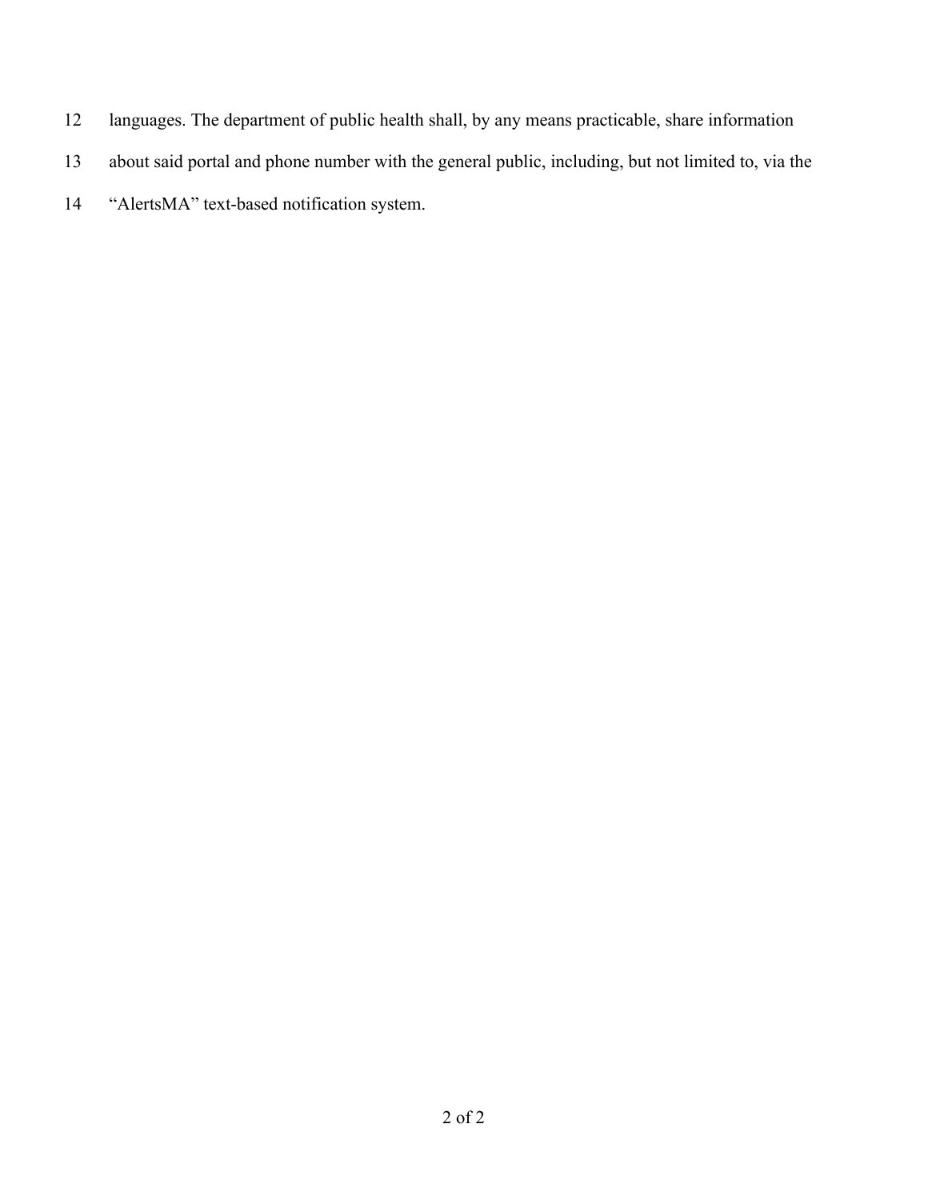languages. The department of public health shall, by any means practicable, share information about said portal and phone number with the general public, including, but not limited to, via the "AlertsMA" text-based notification system.